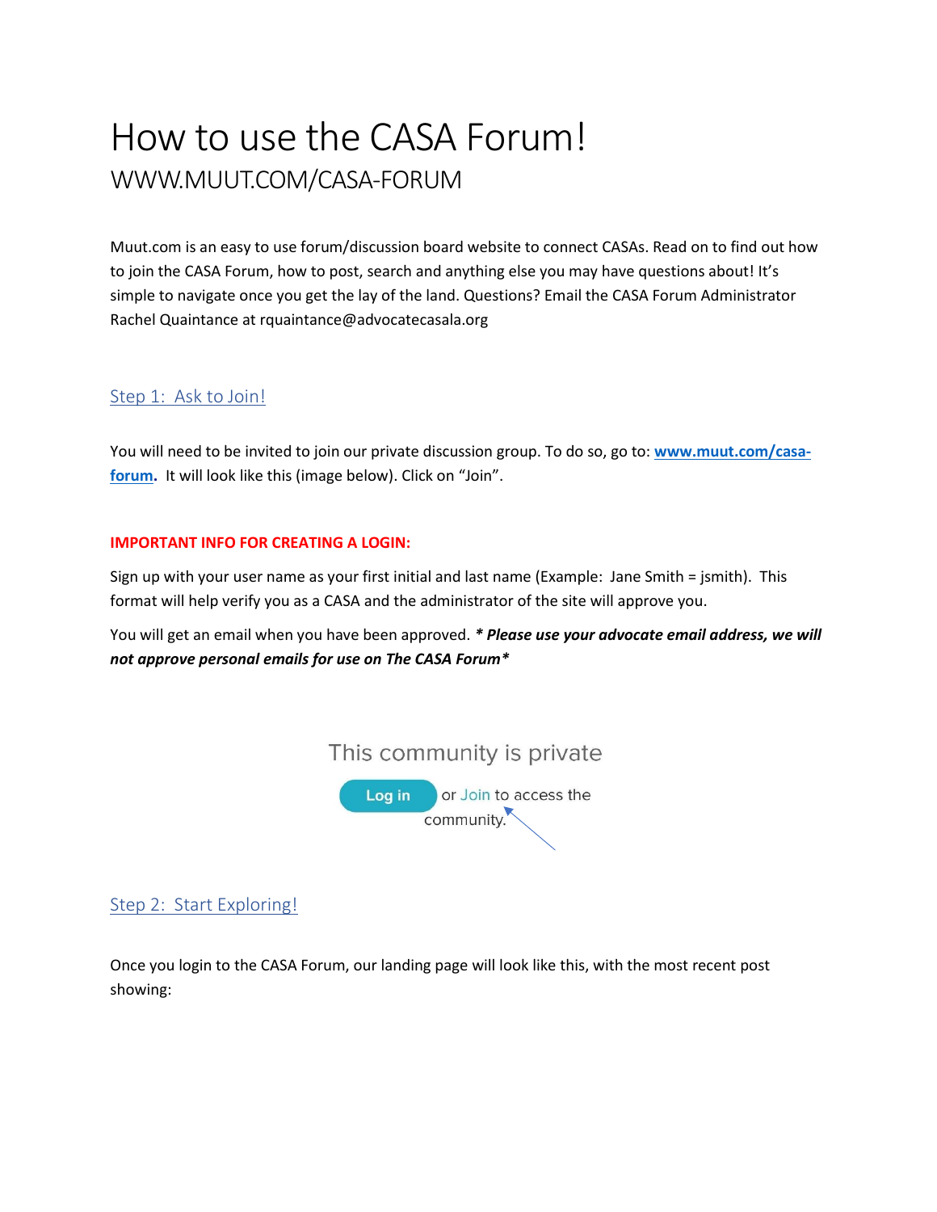# How to use the CASA Forum!

WWW.MUUT.COM/CASA-FORUM

Muut.com is an easy to use forum/discussion board website to connect CASAs. Read on to find out how to join the CASA Forum, how to post, search and anything else you may have questions about! It's simple to navigate once you get the lay of the land. Questions? Email the CASA Forum Administrator Rachel Quaintance at rquaintance@advocatecasala.org

## Step 1: Ask to Join!

You will need to be invited to join our private discussion group. To do so, go to: **[www.muut.com/casa-forum](www.muut.com/casa-forum).** It will look like this (image below). Click on "Join".

**IMPORTANT INFO FOR CREATING A LOGIN:**

Sign up with your user name as your first initial and last name (Example: Jane Smith = jsmith). This format will help verify you as a CASA and the administrator of the site will approve you.

You will get an email when you have been approved. ***\* Please use your advocate email address, we will not approve personal emails for use on The CASA Forum\****

This community is private

Log in or Join to access the community.

## Step 2: Start Exploring!

Once you login to the CASA Forum, our landing page will look like this, with the most recent post showing: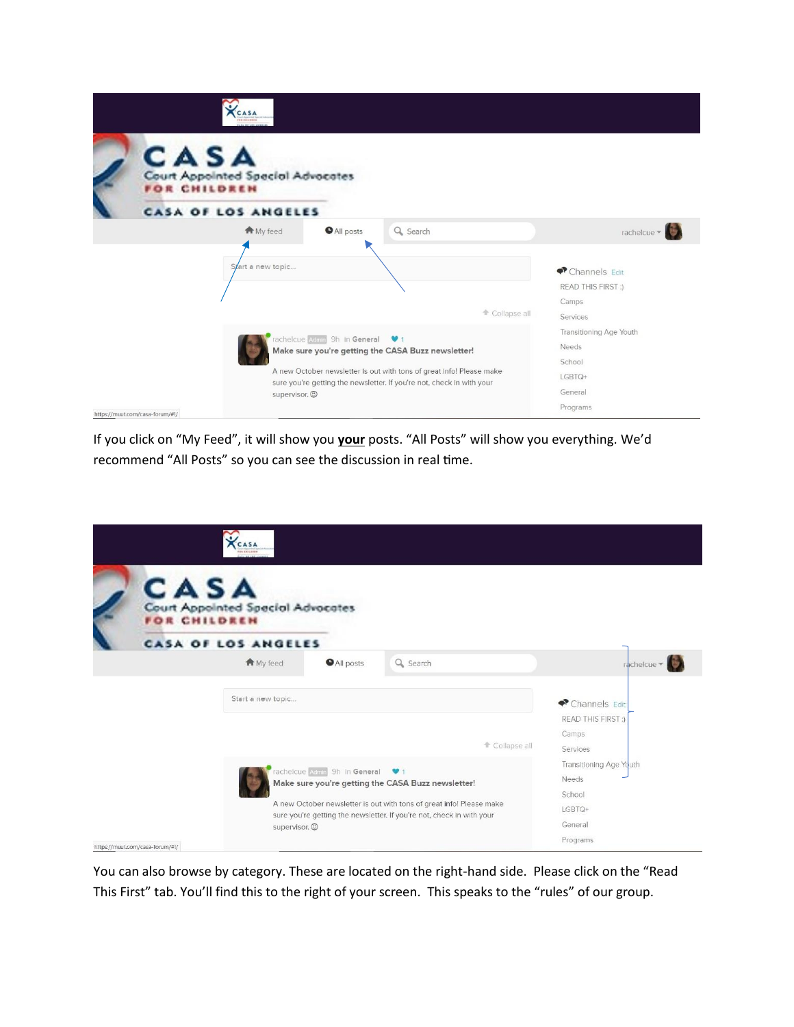If you click on "My Feed", it will show you **your** posts. "All Posts" will show you everything. We'd recommend "All Posts" so you can see the discussion in real time.

You can also browse by category. These are located on the right-hand side. Please click on the "Read This First" tab. You'll find this to the right of your screen. This speaks to the "rules" of our group.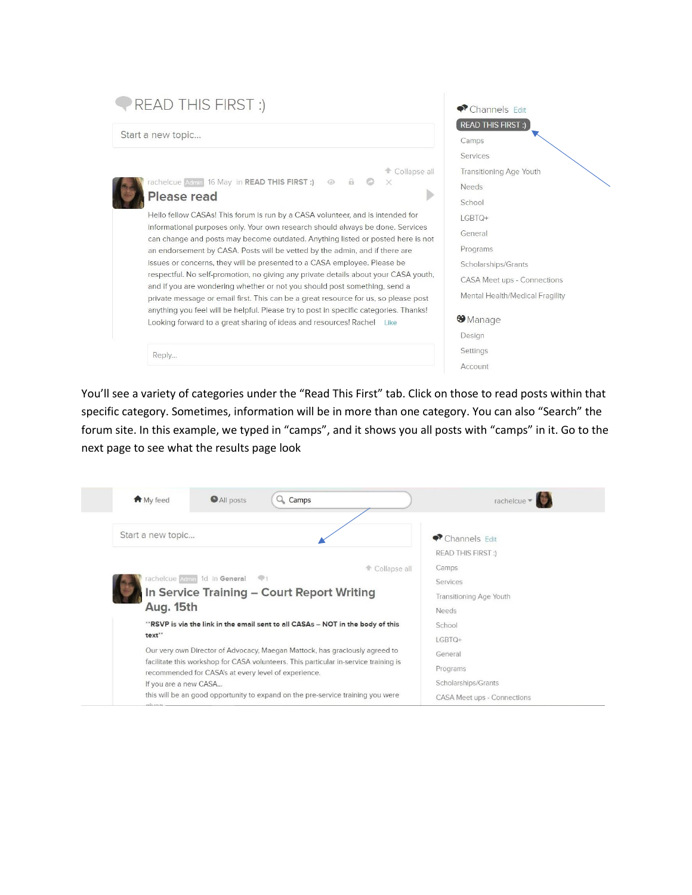READ THIS FIRST :)

Start a new topic...

Collapse all

rachelcue Admin 16 May in READ THIS FIRST :)

Please read

Hello fellow CASAs! This forum is run by a CASA volunteer, and is intended for informational purposes only. Your own research should always be done. Services can change and posts may become outdated. Anything listed or posted here is not an endorsement by CASA. Posts will be vetted by the admin, and if there are issues or concerns, they will be presented to a CASA employee. Please be respectful. No self-promotion, no giving any private details about your CASA youth, and if you are wondering whether or not you should post something, send a private message or email first. This can be a great resource for us, so please post anything you feel will be helpful. Please try to post in specific categories. Thanks! Looking forward to a great sharing of ideas and resources! Rachel Like

Reply...

Channels Edit

- READ THIS FIRST :)
- Camps
- Services
- Transitioning Age Youth
- Needs
- School
- LGBTQ+
- General
- Programs
- Scholarships/Grants
- CASA Meet ups - Connections
- Mental Health/Medical Fragility

Manage

- Design
- Settings
- Account

You'll see a variety of categories under the "Read This First" tab. Click on those to read posts within that specific category. Sometimes, information will be in more than one category. You can also "Search" the forum site. In this example, we typed in "camps", and it shows you all posts with "camps" in it. Go to the next page to see what the results page look

My feed All posts Camps rachelcue

Start a new topic...

Collapse all

rachelcue Admin 1d in General 1

In Service Training – Court Report Writing Aug. 15th

**"RSVP is via the link in the email sent to all CASAs – NOT in the body of this text"**

Our very own Director of Advocacy, Maegan Mattock, has graciously agreed to facilitate this workshop for CASA volunteers. This particular in-service training is recommended for CASA's at every level of experience.

If you are a new CASA...

this will be an good opportunity to expand on the pre-service training you were

Channels Edit

- READ THIS FIRST :)
- Camps
- Services
- Transitioning Age Youth
- Needs
- School
- LGBTQ+
- General
- Programs
- Scholarships/Grants
- CASA Meet ups - Connections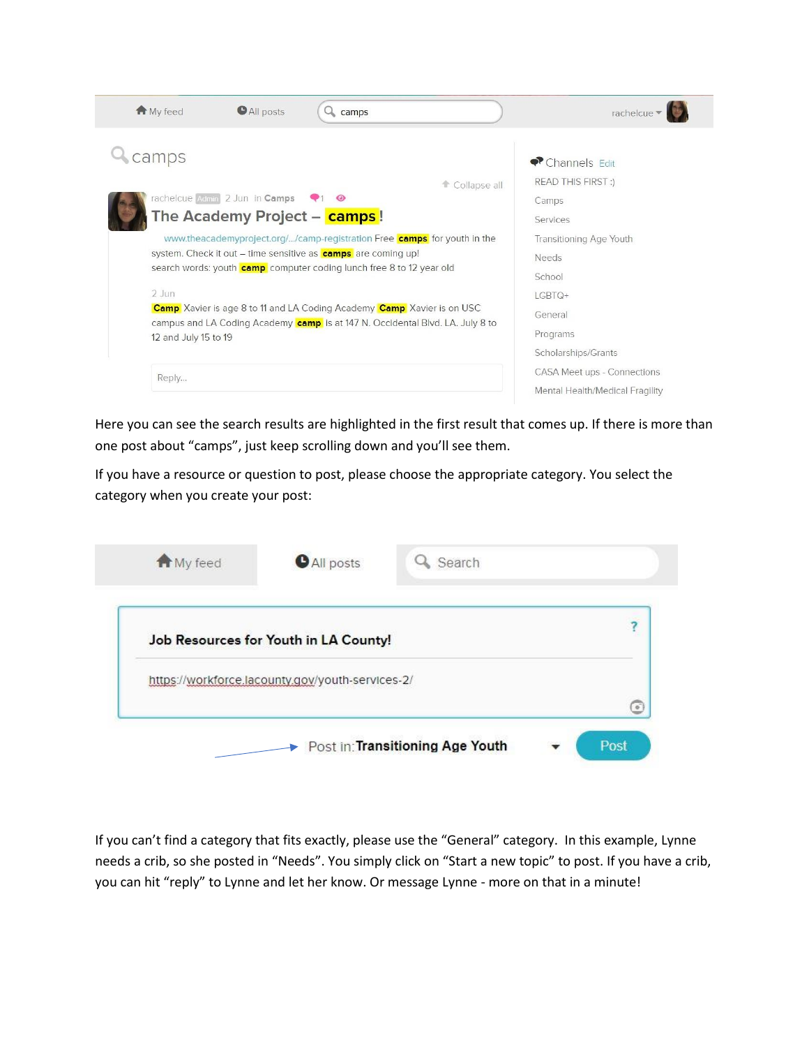My feed | All posts | camps | rachelcue

camps

Collapse all

rachelcue Admin 2 Jun in Camps 1

**The Academy Project – camps!**

www.theacademyproject.org/.../camp-registration Free camps for youth in the system. Check it out – time sensitive as camps are coming up!
search words: youth camp computer coding lunch free 8 to 12 year old

2 Jun
Camp Xavier is age 8 to 11 and LA Coding Academy Camp Xavier is on USC campus and LA Coding Academy camp is at 147 N. Occidental Blvd. LA. July 8 to 12 and July 15 to 19

Reply...

Channels Edit
READ THIS FIRST :)
Camps
Services
Transitioning Age Youth
Needs
School
LGBTQ+
General
Programs
Scholarships/Grants
CASA Meet ups - Connections
Mental Health/Medical Fragility

Here you can see the search results are highlighted in the first result that comes up. If there is more than one post about "camps", just keep scrolling down and you'll see them.

If you have a resource or question to post, please choose the appropriate category. You select the category when you create your post:

My feed | All posts | Search

**Job Resources for Youth in LA County!**

https://workforce.lacounty.gov/youth-services-2/

Post in: **Transitioning Age Youth** Post

If you can't find a category that fits exactly, please use the "General" category. In this example, Lynne needs a crib, so she posted in "Needs". You simply click on "Start a new topic" to post. If you have a crib, you can hit "reply" to Lynne and let her know. Or message Lynne - more on that in a minute!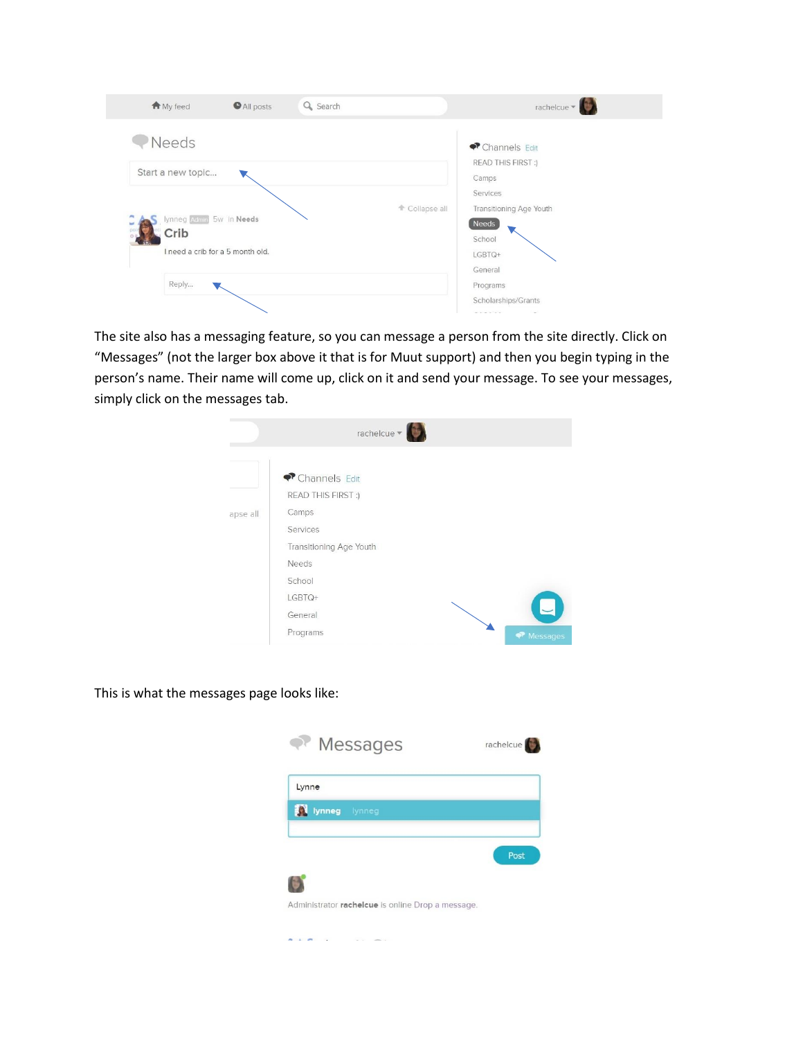The site also has a messaging feature, so you can message a person from the site directly. Click on "Messages" (not the larger box above it that is for Muut support) and then you begin typing in the person's name. Their name will come up, click on it and send your message. To see your messages, simply click on the messages tab.

This is what the messages page looks like: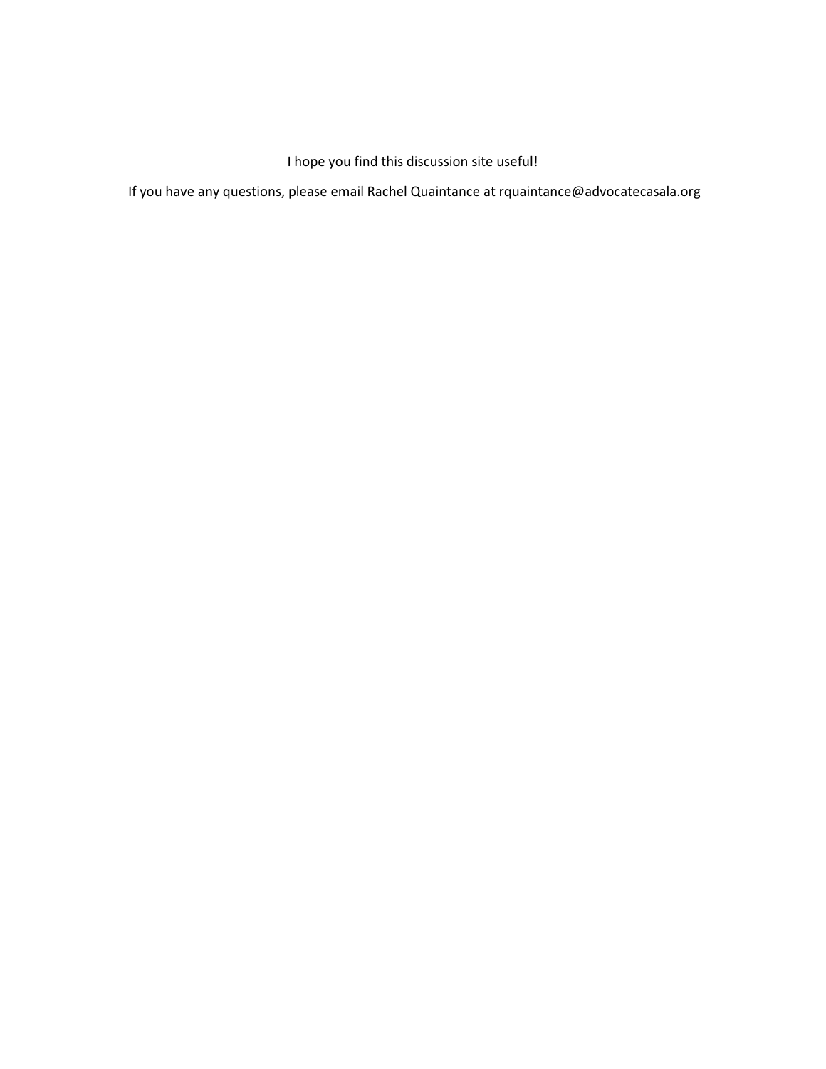I hope you find this discussion site useful!

If you have any questions, please email Rachel Quaintance at rquaintance@advocatecasala.org